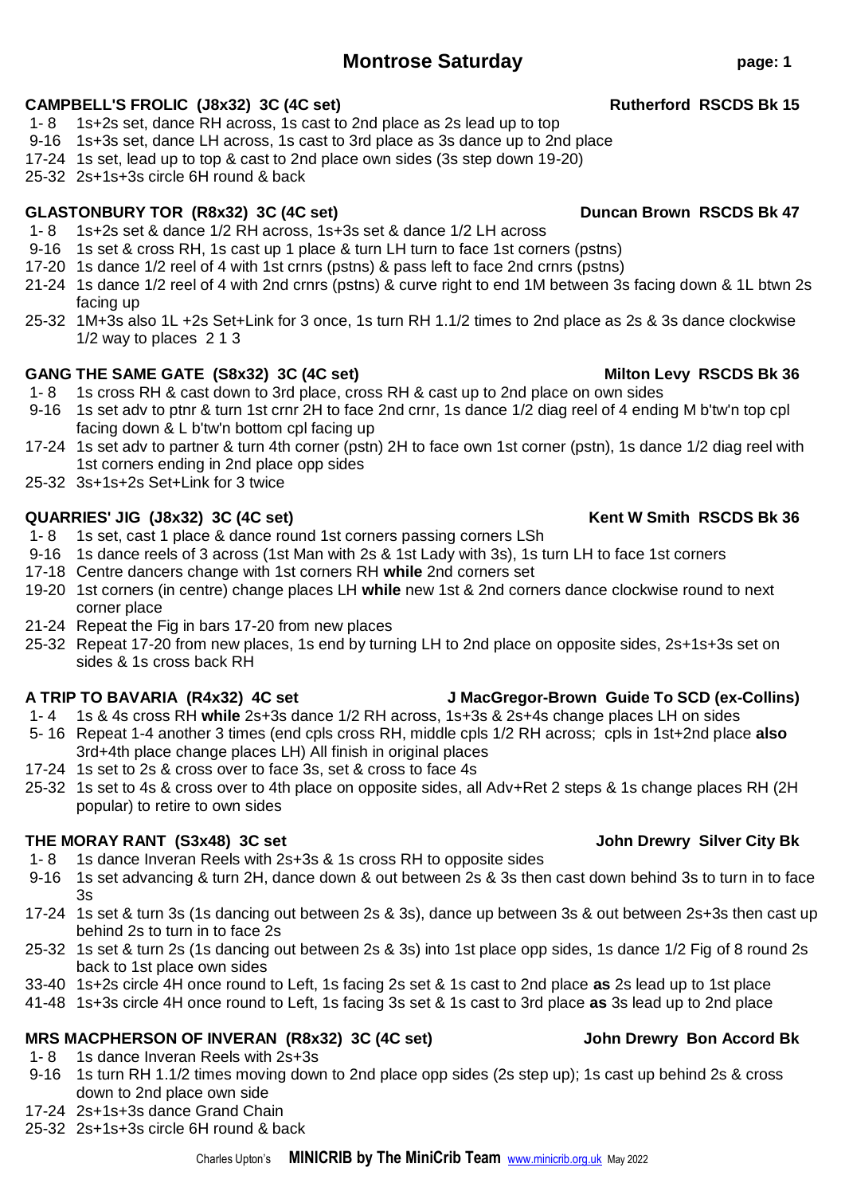# Montrose Saturday

**CAMPBELL'S FROLIC (J8x32) 3C (4C set)** **Rutherford RSCDS Bk 15**

- 1- 8 1s+2s set, dance RH across, 1s cast to 2nd place as 2s lead up to top
- 9-16 1s+3s set, dance LH across, 1s cast to 3rd place as 3s dance up to 2nd place
- 17-24 1s set, lead up to top & cast to 2nd place own sides (3s step down 19-20)
- 25-32 2s+1s+3s circle 6H round & back

**GLASTONBURY TOR (R8x32) 3C (4C set)** **Duncan Brown RSCDS Bk 47**

- 1- 8 1s+2s set & dance 1/2 RH across, 1s+3s set & dance 1/2 LH across
- 9-16 1s set & cross RH, 1s cast up 1 place & turn LH turn to face 1st corners (pstns)
- 17-20 1s dance 1/2 reel of 4 with 1st crnrs (pstns) & pass left to face 2nd crnrs (pstns)
- 21-24 1s dance 1/2 reel of 4 with 2nd crnrs (pstns) & curve right to end 1M between 3s facing down & 1L btwn 2s facing up
- 25-32 1M+3s also 1L +2s Set+Link for 3 once, 1s turn RH 1.1/2 times to 2nd place as 2s & 3s dance clockwise 1/2 way to places 2 1 3

**GANG THE SAME GATE (S8x32) 3C (4C set)** **Milton Levy RSCDS Bk 36**

- 1- 8 1s cross RH & cast down to 3rd place, cross RH & cast up to 2nd place on own sides
- 9-16 1s set adv to ptnr & turn 1st crnr 2H to face 2nd crnr, 1s dance 1/2 diag reel of 4 ending M b'tw'n top cpl facing down & L b'tw'n bottom cpl facing up
- 17-24 1s set adv to partner & turn 4th corner (pstn) 2H to face own 1st corner (pstn), 1s dance 1/2 diag reel with 1st corners ending in 2nd place opp sides
- 25-32 3s+1s+2s Set+Link for 3 twice

**QUARRIES' JIG (J8x32) 3C (4C set)** **Kent W Smith RSCDS Bk 36**

- 1- 8 1s set, cast 1 place & dance round 1st corners passing corners LSh
- 9-16 1s dance reels of 3 across (1st Man with 2s & 1st Lady with 3s), 1s turn LH to face 1st corners
- 17-18 Centre dancers change with 1st corners RH **while** 2nd corners set
- 19-20 1st corners (in centre) change places LH **while** new 1st & 2nd corners dance clockwise round to next corner place
- 21-24 Repeat the Fig in bars 17-20 from new places
- 25-32 Repeat 17-20 from new places, 1s end by turning LH to 2nd place on opposite sides, 2s+1s+3s set on sides & 1s cross back RH

**A TRIP TO BAVARIA (R4x32) 4C set** **J MacGregor-Brown Guide To SCD (ex-Collins)**

- 1- 4 1s & 4s cross RH **while** 2s+3s dance 1/2 RH across, 1s+3s & 2s+4s change places LH on sides
- 5- 16 Repeat 1-4 another 3 times (end cpls cross RH, middle cpls 1/2 RH across; cpls in 1st+2nd place **also** 3rd+4th place change places LH) All finish in original places
- 17-24 1s set to 2s & cross over to face 3s, set & cross to face 4s
- 25-32 1s set to 4s & cross over to 4th place on opposite sides, all Adv+Ret 2 steps & 1s change places RH (2H popular) to retire to own sides

**THE MORAY RANT (S3x48) 3C set** **John Drewry Silver City Bk**

- 1- 8 1s dance Inveran Reels with 2s+3s & 1s cross RH to opposite sides
- 9-16 1s set advancing & turn 2H, dance down & out between 2s & 3s then cast down behind 3s to turn in to face 3s
- 17-24 1s set & turn 3s (1s dancing out between 2s & 3s), dance up between 3s & out between 2s+3s then cast up behind 2s to turn in to face 2s
- 25-32 1s set & turn 2s (1s dancing out between 2s & 3s) into 1st place opp sides, 1s dance 1/2 Fig of 8 round 2s back to 1st place own sides
- 33-40 1s+2s circle 4H once round to Left, 1s facing 2s set & 1s cast to 2nd place **as** 2s lead up to 1st place
- 41-48 1s+3s circle 4H once round to Left, 1s facing 3s set & 1s cast to 3rd place **as** 3s lead up to 2nd place

**MRS MACPHERSON OF INVERAN (R8x32) 3C (4C set)** **John Drewry Bon Accord Bk**

- 1- 8 1s dance Inveran Reels with 2s+3s
- 9-16 1s turn RH 1.1/2 times moving down to 2nd place opp sides (2s step up); 1s cast up behind 2s & cross down to 2nd place own side
- 17-24 2s+1s+3s dance Grand Chain
- 25-32 2s+1s+3s circle 6H round & back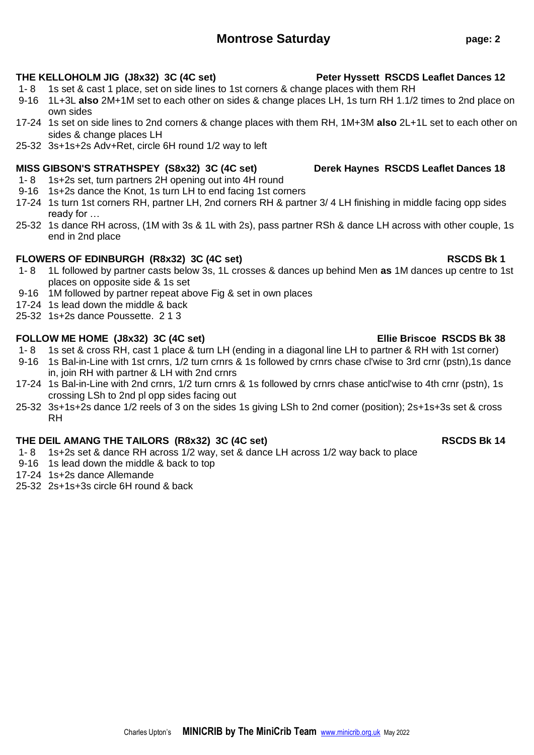# Montrose Saturday

### THE KELLOHOLM JIG (J8x32) 3C (4C set) — Peter Hyssett RSCDS Leaflet Dances 12

- 1- 8 1s set & cast 1 place, set on side lines to 1st corners & change places with them RH
- 9-16 1L+3L **also** 2M+1M set to each other on sides & change places LH, 1s turn RH 1.1/2 times to 2nd place on own sides
- 17-24 1s set on side lines to 2nd corners & change places with them RH, 1M+3M **also** 2L+1L set to each other on sides & change places LH
- 25-32 3s+1s+2s Adv+Ret, circle 6H round 1/2 way to left

### MISS GIBSON'S STRATHSPEY (S8x32) 3C (4C set) — Derek Haynes RSCDS Leaflet Dances 18

- 1- 8 1s+2s set, turn partners 2H opening out into 4H round
- 9-16 1s+2s dance the Knot, 1s turn LH to end facing 1st corners
- 17-24 1s turn 1st corners RH, partner LH, 2nd corners RH & partner 3/ 4 LH finishing in middle facing opp sides ready for …
- 25-32 1s dance RH across, (1M with 3s & 1L with 2s), pass partner RSh & dance LH across with other couple, 1s end in 2nd place

### FLOWERS OF EDINBURGH (R8x32) 3C (4C set) — RSCDS Bk 1

- 1- 8 1L followed by partner casts below 3s, 1L crosses & dances up behind Men **as** 1M dances up centre to 1st places on opposite side & 1s set
- 9-16 1M followed by partner repeat above Fig & set in own places
- 17-24 1s lead down the middle & back
- 25-32 1s+2s dance Poussette. 2 1 3

### FOLLOW ME HOME (J8x32) 3C (4C set) — Ellie Briscoe RSCDS Bk 38

- 1- 8 1s set & cross RH, cast 1 place & turn LH (ending in a diagonal line LH to partner & RH with 1st corner)
- 9-16 1s Bal-in-Line with 1st crnrs, 1/2 turn crnrs & 1s followed by crnrs chase cl'wise to 3rd crnr (pstn),1s dance in, join RH with partner & LH with 2nd crnrs
- 17-24 1s Bal-in-Line with 2nd crnrs, 1/2 turn crnrs & 1s followed by crnrs chase anticl'wise to 4th crnr (pstn), 1s crossing LSh to 2nd pl opp sides facing out
- 25-32 3s+1s+2s dance 1/2 reels of 3 on the sides 1s giving LSh to 2nd corner (position); 2s+1s+3s set & cross RH

### THE DEIL AMANG THE TAILORS (R8x32) 3C (4C set) — RSCDS Bk 14

- 1- 8 1s+2s set & dance RH across 1/2 way, set & dance LH across 1/2 way back to place
- 9-16 1s lead down the middle & back to top
- 17-24 1s+2s dance Allemande
- 25-32 2s+1s+3s circle 6H round & back